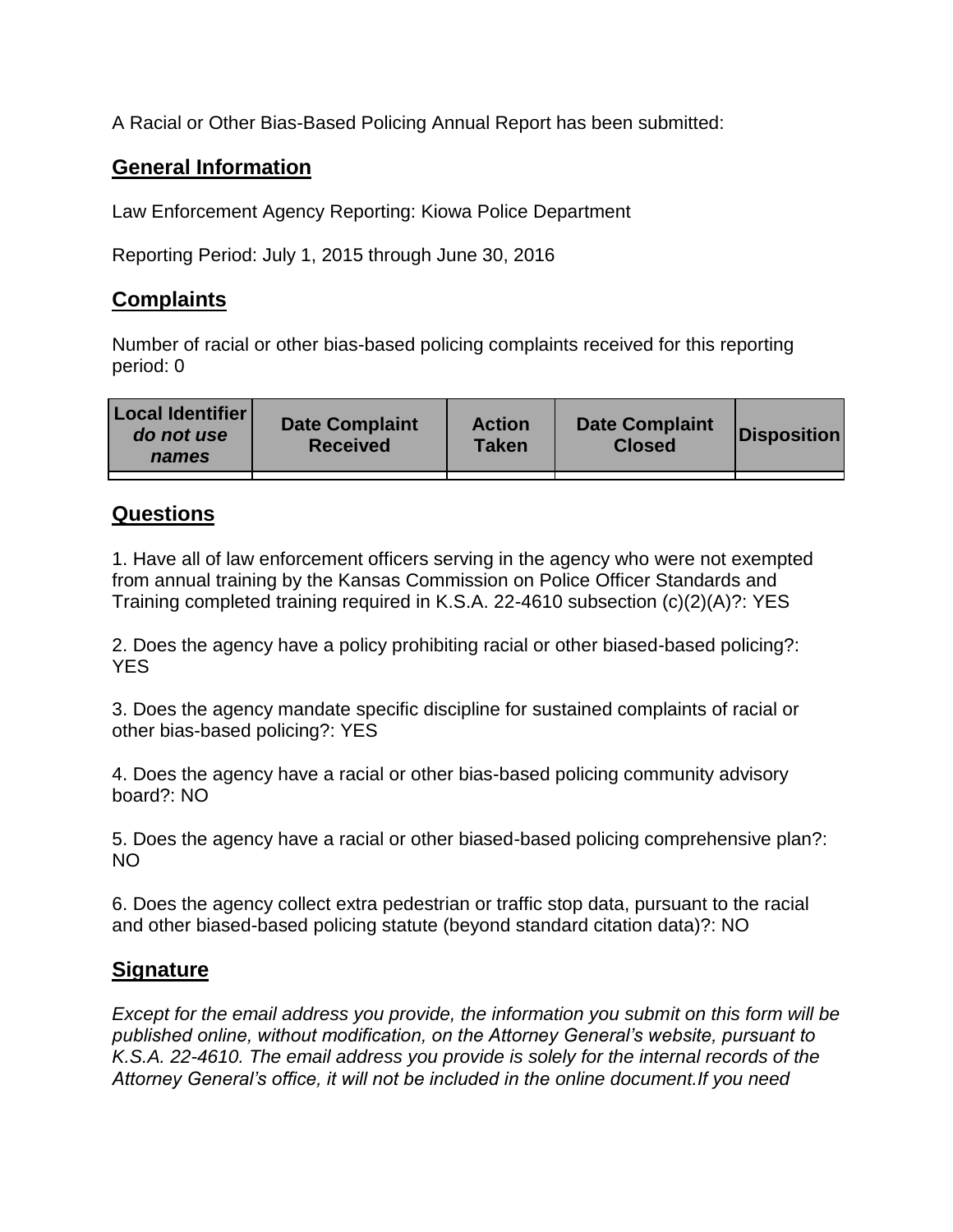A Racial or Other Bias-Based Policing Annual Report has been submitted:

## General Information

Law Enforcement Agency Reporting: Kiowa Police Department

Reporting Period: July 1, 2015 through June 30, 2016

## Complaints

Number of racial or other bias-based policing complaints received for this reporting period: 0

| Local Identifier *do not use names* | Date Complaint Received | Action Taken | Date Complaint Closed | Disposition |
|---|---|---|---|---|
| | | | | |

## Questions

1. Have all of law enforcement officers serving in the agency who were not exempted from annual training by the Kansas Commission on Police Officer Standards and Training completed training required in K.S.A. 22-4610 subsection (c)(2)(A)?: YES

2. Does the agency have a policy prohibiting racial or other biased-based policing?: YES

3. Does the agency mandate specific discipline for sustained complaints of racial or other bias-based policing?: YES

4. Does the agency have a racial or other bias-based policing community advisory board?: NO

5. Does the agency have a racial or other biased-based policing comprehensive plan?: NO

6. Does the agency collect extra pedestrian or traffic stop data, pursuant to the racial and other biased-based policing statute (beyond standard citation data)?: NO

## Signature

*Except for the email address you provide, the information you submit on this form will be published online, without modification, on the Attorney General's website, pursuant to K.S.A. 22-4610. The email address you provide is solely for the internal records of the Attorney General's office, it will not be included in the online document.If you need*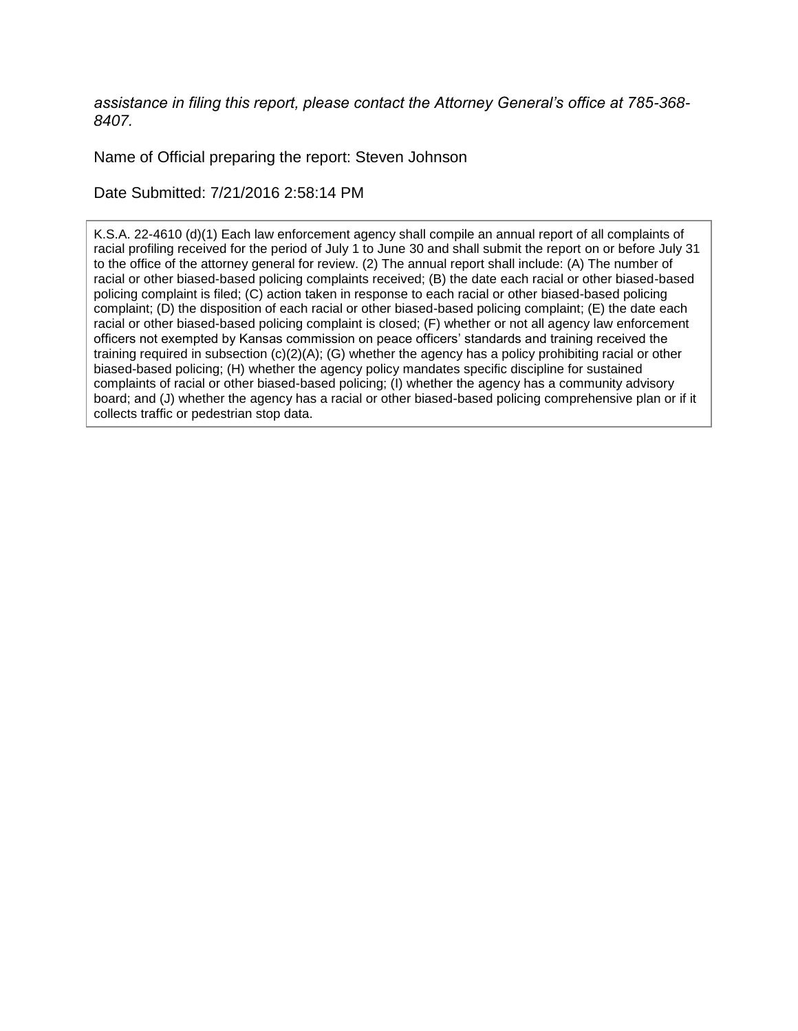*assistance in filing this report, please contact the Attorney General's office at 785-368-8407.*

Name of Official preparing the report: Steven Johnson

Date Submitted: 7/21/2016 2:58:14 PM

K.S.A. 22-4610 (d)(1) Each law enforcement agency shall compile an annual report of all complaints of racial profiling received for the period of July 1 to June 30 and shall submit the report on or before July 31 to the office of the attorney general for review. (2) The annual report shall include: (A) The number of racial or other biased-based policing complaints received; (B) the date each racial or other biased-based policing complaint is filed; (C) action taken in response to each racial or other biased-based policing complaint; (D) the disposition of each racial or other biased-based policing complaint; (E) the date each racial or other biased-based policing complaint is closed; (F) whether or not all agency law enforcement officers not exempted by Kansas commission on peace officers' standards and training received the training required in subsection (c)(2)(A); (G) whether the agency has a policy prohibiting racial or other biased-based policing; (H) whether the agency policy mandates specific discipline for sustained complaints of racial or other biased-based policing; (I) whether the agency has a community advisory board; and (J) whether the agency has a racial or other biased-based policing comprehensive plan or if it collects traffic or pedestrian stop data.